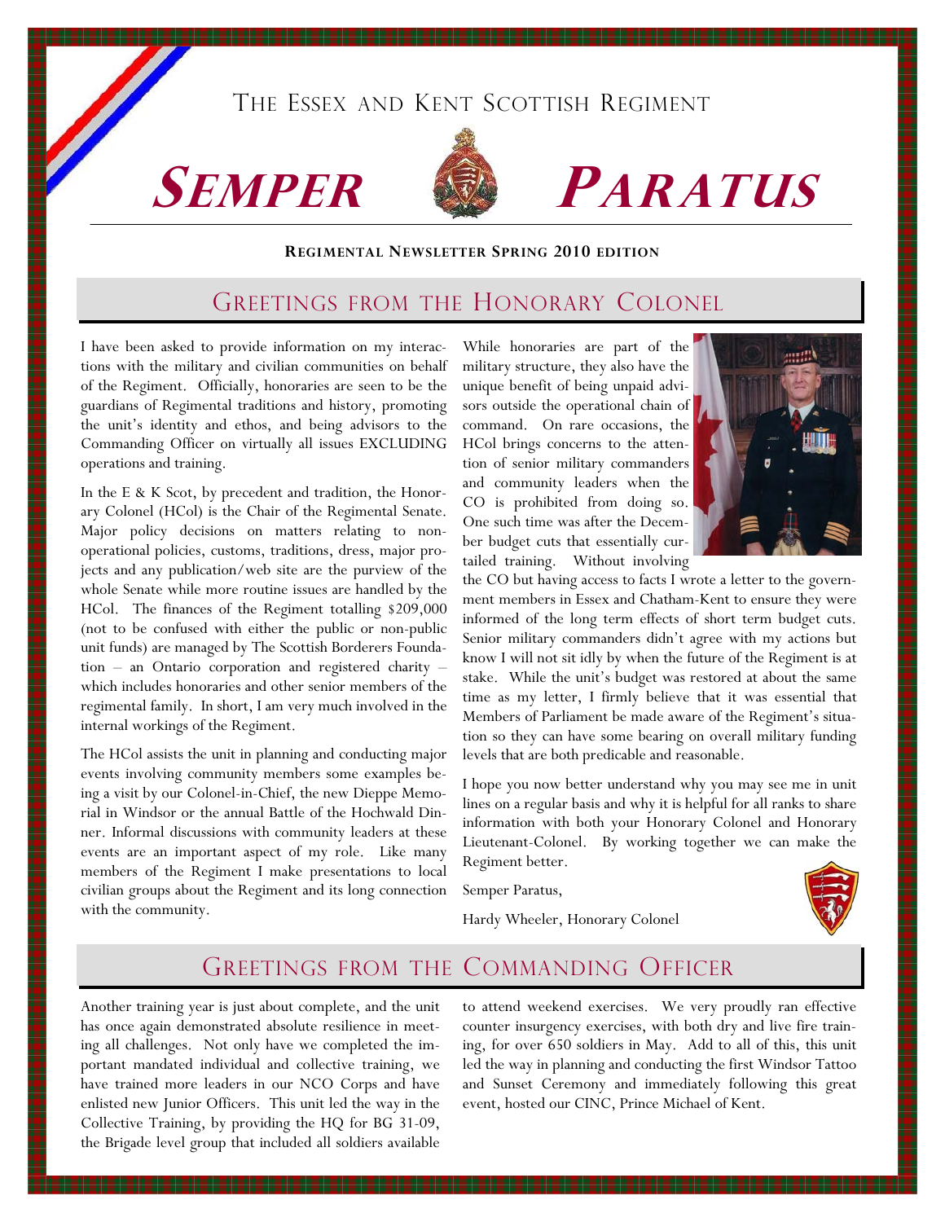The Essex and Kent Scottish Regiment

# *Semper Paratus*

**Regimental Newsletter Spring 2010 edition**

## Greetings from the Honorary Colonel

I have been asked to provide information on my interactions with the military and civilian communities on behalf of the Regiment. Officially, honoraries are seen to be the guardians of Regimental traditions and history, promoting the unit's identity and ethos, and being advisors to the Commanding Officer on virtually all issues EXCLUDING operations and training.

In the E & K Scot, by precedent and tradition, the Honorary Colonel (HCol) is the Chair of the Regimental Senate. Major policy decisions on matters relating to non-operational policies, customs, traditions, dress, major projects and any publication/web site are the purview of the whole Senate while more routine issues are handled by the HCol. The finances of the Regiment totalling $209,000 (not to be confused with either the public or non-public unit funds) are managed by The Scottish Borderers Foundation – an Ontario corporation and registered charity – which includes honoraries and other senior members of the regimental family. In short, I am very much involved in the internal workings of the Regiment.

The HCol assists the unit in planning and conducting major events involving community members some examples being a visit by our Colonel-in-Chief, the new Dieppe Memorial in Windsor or the annual Battle of the Hochwald Dinner. Informal discussions with community leaders at these events are an important aspect of my role. Like many members of the Regiment I make presentations to local civilian groups about the Regiment and its long connection with the community.

While honoraries are part of the military structure, they also have the unique benefit of being unpaid advisors outside the operational chain of command. On rare occasions, the HCol brings concerns to the attention of senior military commanders and community leaders when the CO is prohibited from doing so. One such time was after the December budget cuts that essentially curtailed training. Without involving the CO but having access to facts I wrote a letter to the government members in Essex and Chatham-Kent to ensure they were informed of the long term effects of short term budget cuts. Senior military commanders didn't agree with my actions but know I will not sit idly by when the future of the Regiment is at stake. While the unit's budget was restored at about the same time as my letter, I firmly believe that it was essential that Members of Parliament be made aware of the Regiment's situation so they can have some bearing on overall military funding levels that are both predicable and reasonable.

I hope you now better understand why you may see me in unit lines on a regular basis and why it is helpful for all ranks to share information with both your Honorary Colonel and Honorary Lieutenant-Colonel. By working together we can make the Regiment better.

Semper Paratus,

Hardy Wheeler, Honorary Colonel

## Greetings from the Commanding Officer

Another training year is just about complete, and the unit has once again demonstrated absolute resilience in meeting all challenges. Not only have we completed the important mandated individual and collective training, we have trained more leaders in our NCO Corps and have enlisted new Junior Officers. This unit led the way in the Collective Training, by providing the HQ for BG 31-09, the Brigade level group that included all soldiers available to attend weekend exercises. We very proudly ran effective counter insurgency exercises, with both dry and live fire training, for over 650 soldiers in May. Add to all of this, this unit led the way in planning and conducting the first Windsor Tattoo and Sunset Ceremony and immediately following this great event, hosted our CINC, Prince Michael of Kent.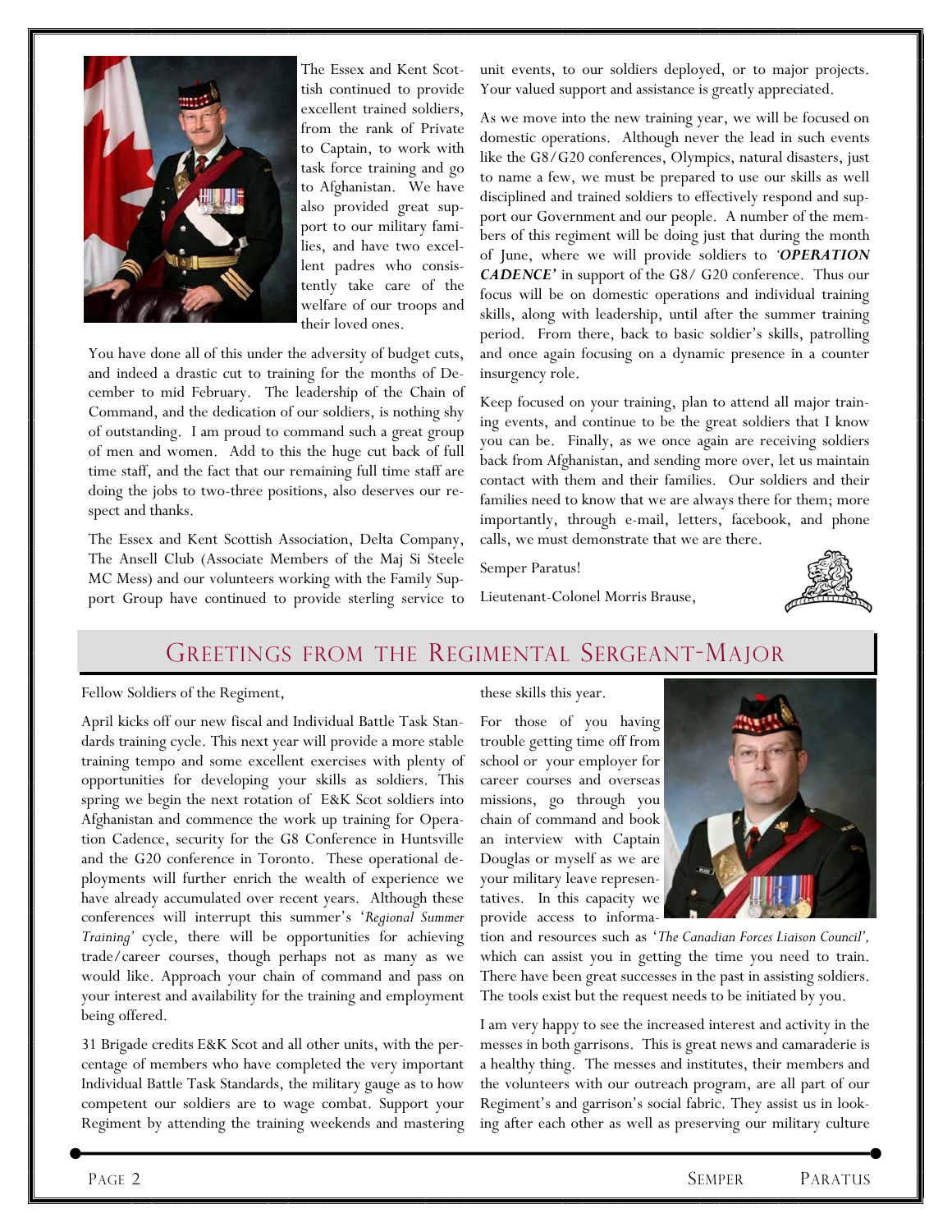The Essex and Kent Scottish continued to provide excellent trained soldiers, from the rank of Private to Captain, to work with task force training and go to Afghanistan. We have also provided great support to our military families, and have two excellent padres who consistently take care of the welfare of our troops and their loved ones.

You have done all of this under the adversity of budget cuts, and indeed a drastic cut to training for the months of December to mid February. The leadership of the Chain of Command, and the dedication of our soldiers, is nothing shy of outstanding. I am proud to command such a great group of men and women. Add to this the huge cut back of full time staff, and the fact that our remaining full time staff are doing the jobs to two-three positions, also deserves our respect and thanks.

The Essex and Kent Scottish Association, Delta Company, The Ansell Club (Associate Members of the Maj Si Steele MC Mess) and our volunteers working with the Family Support Group have continued to provide sterling service to unit events, to our soldiers deployed, or to major projects. Your valued support and assistance is greatly appreciated.

As we move into the new training year, we will be focused on domestic operations. Although never the lead in such events like the G8/G20 conferences, Olympics, natural disasters, just to name a few, we must be prepared to use our skills as well disciplined and trained soldiers to effectively respond and support our Government and our people. A number of the members of this regiment will be doing just that during the month of June, where we will provide soldiers to *'**OPERATION CADENCE**'* in support of the G8/ G20 conference. Thus our focus will be on domestic operations and individual training skills, along with leadership, until after the summer training period. From there, back to basic soldier's skills, patrolling and once again focusing on a dynamic presence in a counter insurgency role.

Keep focused on your training, plan to attend all major training events, and continue to be the great soldiers that I know you can be. Finally, as we once again are receiving soldiers back from Afghanistan, and sending more over, let us maintain contact with them and their families. Our soldiers and their families need to know that we are always there for them; more importantly, through e-mail, letters, facebook, and phone calls, we must demonstrate that we are there.

Semper Paratus!

Lieutenant-Colonel Morris Brause,

## Greetings from the Regimental Sergeant-Major

Fellow Soldiers of the Regiment,

April kicks off our new fiscal and Individual Battle Task Standards training cycle. This next year will provide a more stable training tempo and some excellent exercises with plenty of opportunities for developing your skills as soldiers. This spring we begin the next rotation of E&K Scot soldiers into Afghanistan and commence the work up training for Operation Cadence, security for the G8 Conference in Huntsville and the G20 conference in Toronto. These operational deployments will further enrich the wealth of experience we have already accumulated over recent years. Although these conferences will interrupt this summer's '*Regional Summer Training*' cycle, there will be opportunities for achieving trade/career courses, though perhaps not as many as we would like. Approach your chain of command and pass on your interest and availability for the training and employment being offered.

31 Brigade credits E&K Scot and all other units, with the percentage of members who have completed the very important Individual Battle Task Standards, the military gauge as to how competent our soldiers are to wage combat. Support your Regiment by attending the training weekends and mastering these skills this year.

For those of you having trouble getting time off from school or your employer for career courses and overseas missions, go through you chain of command and book an interview with Captain Douglas or myself as we are your military leave representatives. In this capacity we provide access to information and resources such as '*The Canadian Forces Liaison Council'*, which can assist you in getting the time you need to train. There have been great successes in the past in assisting soldiers. The tools exist but the request needs to be initiated by you.

I am very happy to see the increased interest and activity in the messes in both garrisons. This is great news and camaraderie is a healthy thing. The messes and institutes, their members and the volunteers with our outreach program, are all part of our Regiment's and garrison's social fabric. They assist us in looking after each other as well as preserving our military culture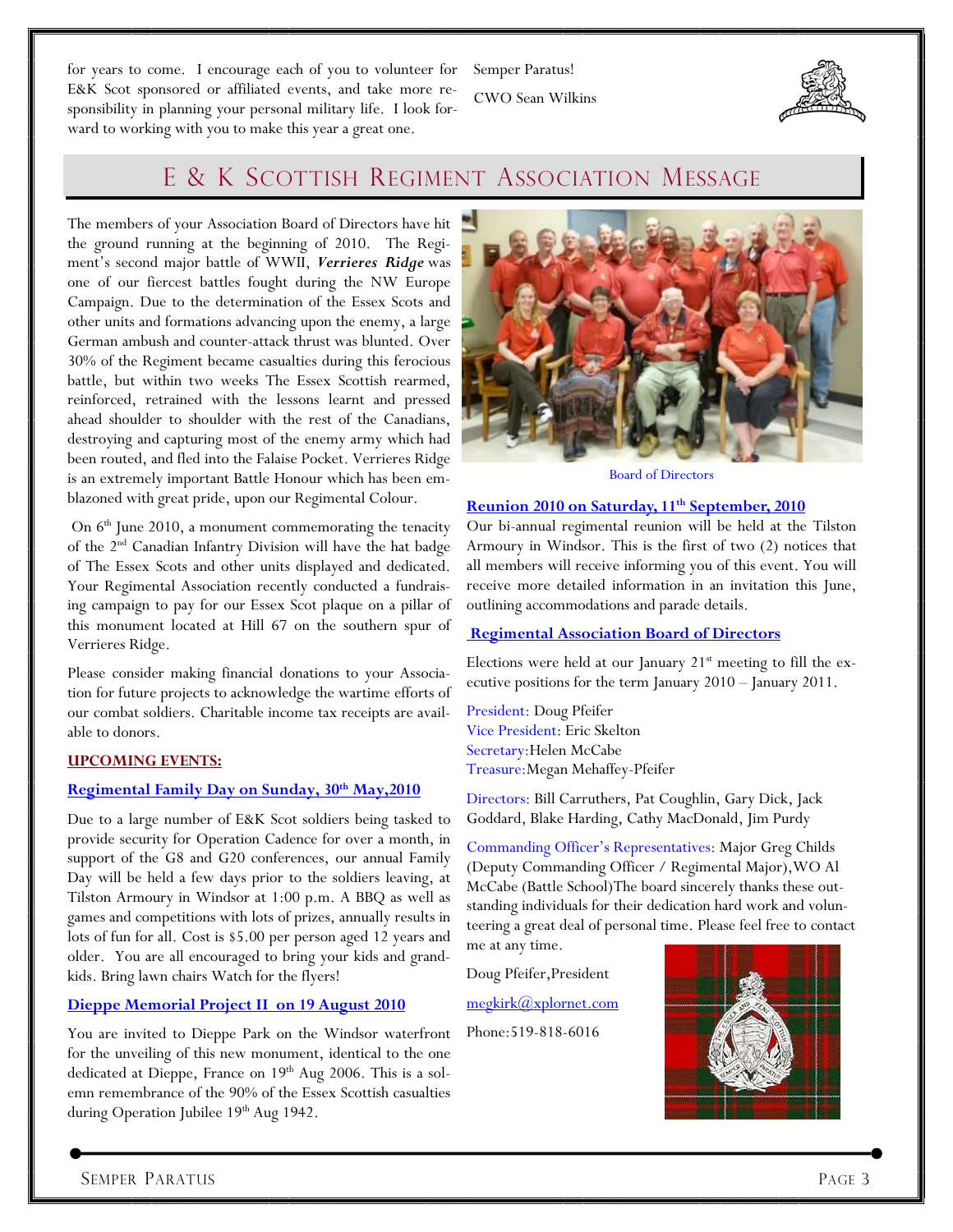for years to come. I encourage each of you to volunteer for E&K Scot sponsored or affiliated events, and take more responsibility in planning your personal military life. I look forward to working with you to make this year a great one.

Semper Paratus!

CWO Sean Wilkins

## E & K Scottish Regiment Association Message

The members of your Association Board of Directors have hit the ground running at the beginning of 2010. The Regiment's second major battle of WWII, ***Verrieres Ridge*** was one of our fiercest battles fought during the NW Europe Campaign. Due to the determination of the Essex Scots and other units and formations advancing upon the enemy, a large German ambush and counter-attack thrust was blunted. Over 30% of the Regiment became casualties during this ferocious battle, but within two weeks The Essex Scottish rearmed, reinforced, retrained with the lessons learnt and pressed ahead shoulder to shoulder with the rest of the Canadians, destroying and capturing most of the enemy army which had been routed, and fled into the Falaise Pocket. Verrieres Ridge is an extremely important Battle Honour which has been emblazoned with great pride, upon our Regimental Colour.

On 6th June 2010, a monument commemorating the tenacity of the 2nd Canadian Infantry Division will have the hat badge of The Essex Scots and other units displayed and dedicated. Your Regimental Association recently conducted a fundraising campaign to pay for our Essex Scot plaque on a pillar of this monument located at Hill 67 on the southern spur of Verrieres Ridge.

Please consider making financial donations to your Association for future projects to acknowledge the wartime efforts of our combat soldiers. Charitable income tax receipts are available to donors.

**UPCOMING EVENTS:**

**Regimental Family Day on Sunday, 30th May,2010**

Due to a large number of E&K Scot soldiers being tasked to provide security for Operation Cadence for over a month, in support of the G8 and G20 conferences, our annual Family Day will be held a few days prior to the soldiers leaving, at Tilston Armoury in Windsor at 1:00 p.m. A BBQ as well as games and competitions with lots of prizes, annually results in lots of fun for all. Cost is $5.00 per person aged 12 years and older. You are all encouraged to bring your kids and grandkids. Bring lawn chairs Watch for the flyers!

**Dieppe Memorial Project II on 19 August 2010**

You are invited to Dieppe Park on the Windsor waterfront for the unveiling of this new monument, identical to the one dedicated at Dieppe, France on 19th Aug 2006. This is a solemn remembrance of the 90% of the Essex Scottish casualties during Operation Jubilee 19th Aug 1942.

Board of Directors

**Reunion 2010 on Saturday, 11th September, 2010**

Our bi-annual regimental reunion will be held at the Tilston Armoury in Windsor. This is the first of two (2) notices that all members will receive informing you of this event. You will receive more detailed information in an invitation this June, outlining accommodations and parade details.

**Regimental Association Board of Directors**

Elections were held at our January 21st meeting to fill the executive positions for the term January 2010 – January 2011.

President: Doug Pfeifer
Vice President: Eric Skelton
Secretary: Helen McCabe
Treasure: Megan Mehaffey-Pfeifer

Directors: Bill Carruthers, Pat Coughlin, Gary Dick, Jack Goddard, Blake Harding, Cathy MacDonald, Jim Purdy

Commanding Officer's Representatives: Major Greg Childs (Deputy Commanding Officer / Regimental Major), WO Al McCabe (Battle School) The board sincerely thanks these outstanding individuals for their dedication hard work and volunteering a great deal of personal time. Please feel free to contact me at any time.

Doug Pfeifer, President

megkirk@xplornet.com

Phone: 519-818-6016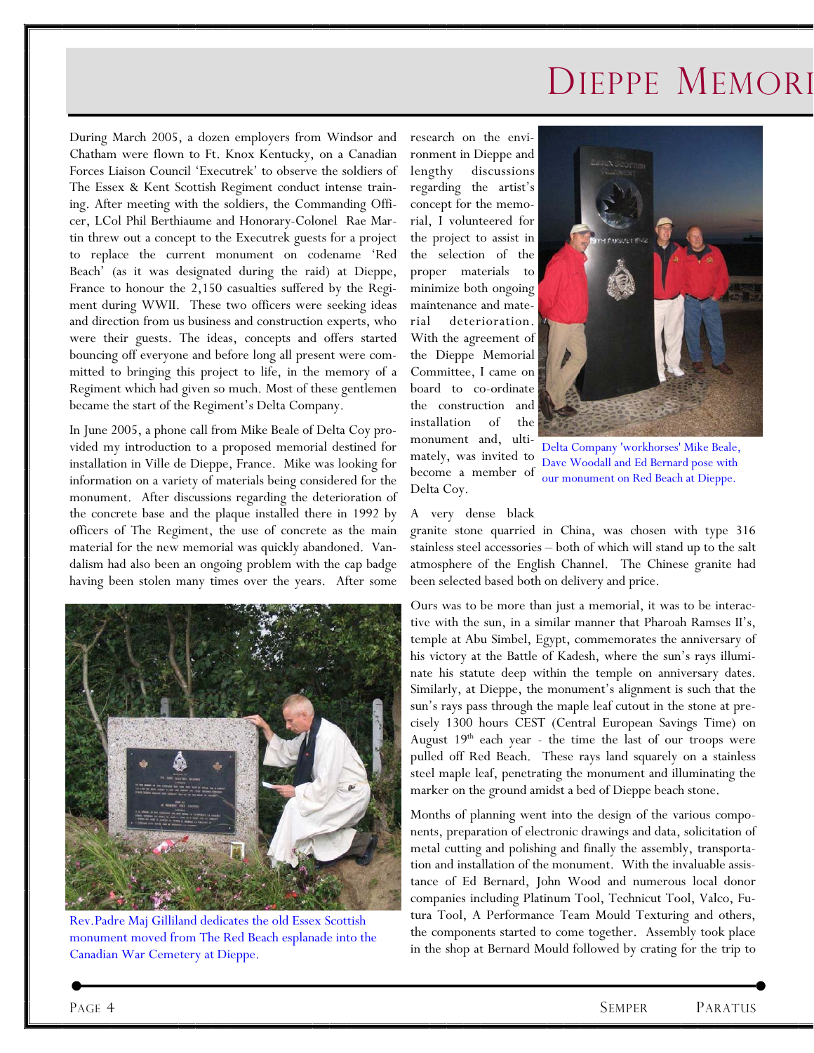# Dieppe Memori

During March 2005, a dozen employers from Windsor and Chatham were flown to Ft. Knox Kentucky, on a Canadian Forces Liaison Council 'Executrek' to observe the soldiers of The Essex & Kent Scottish Regiment conduct intense training. After meeting with the soldiers, the Commanding Officer, LCol Phil Berthiaume and Honorary-Colonel Rae Martin threw out a concept to the Executrek guests for a project to replace the current monument on codename 'Red Beach' (as it was designated during the raid) at Dieppe, France to honour the 2,150 casualties suffered by the Regiment during WWII. These two officers were seeking ideas and direction from us business and construction experts, who were their guests. The ideas, concepts and offers started bouncing off everyone and before long all present were committed to bringing this project to life, in the memory of a Regiment which had given so much. Most of these gentlemen became the start of the Regiment's Delta Company.

In June 2005, a phone call from Mike Beale of Delta Coy provided my introduction to a proposed memorial destined for installation in Ville de Dieppe, France. Mike was looking for information on a variety of materials being considered for the monument. After discussions regarding the deterioration of the concrete base and the plaque installed there in 1992 by officers of The Regiment, the use of concrete as the main material for the new memorial was quickly abandoned. Vandalism had also been an ongoing problem with the cap badge having been stolen many times over the years. After some research on the environment in Dieppe and lengthy discussions regarding the artist's concept for the memorial, I volunteered for the project to assist in the selection of the proper materials to minimize both ongoing maintenance and material deterioration. With the agreement of the Dieppe Memorial Committee, I came on board to co-ordinate the construction and installation of the monument and, ultimately, was invited to become a member of Delta Coy.

Rev.Padre Maj Gilliland dedicates the old Essex Scottish monument moved from The Red Beach esplanade into the Canadian War Cemetery at Dieppe.

Delta Company 'workhorses' Mike Beale, Dave Woodall and Ed Bernard pose with our monument on Red Beach at Dieppe.

A very dense black granite stone quarried in China, was chosen with type 316 stainless steel accessories – both of which will stand up to the salt atmosphere of the English Channel. The Chinese granite had been selected based both on delivery and price.

Ours was to be more than just a memorial, it was to be interactive with the sun, in a similar manner that Pharoah Ramses II's, temple at Abu Simbel, Egypt, commemorates the anniversary of his victory at the Battle of Kadesh, where the sun's rays illuminate his statute deep within the temple on anniversary dates. Similarly, at Dieppe, the monument's alignment is such that the sun's rays pass through the maple leaf cutout in the stone at precisely 1300 hours CEST (Central European Savings Time) on August 19th each year - the time the last of our troops were pulled off Red Beach. These rays land squarely on a stainless steel maple leaf, penetrating the monument and illuminating the marker on the ground amidst a bed of Dieppe beach stone.

Months of planning went into the design of the various components, preparation of electronic drawings and data, solicitation of metal cutting and polishing and finally the assembly, transportation and installation of the monument. With the invaluable assistance of Ed Bernard, John Wood and numerous local donor companies including Platinum Tool, Technicut Tool, Valco, Futura Tool, A Performance Team Mould Texturing and others, the components started to come together. Assembly took place in the shop at Bernard Mould followed by crating for the trip to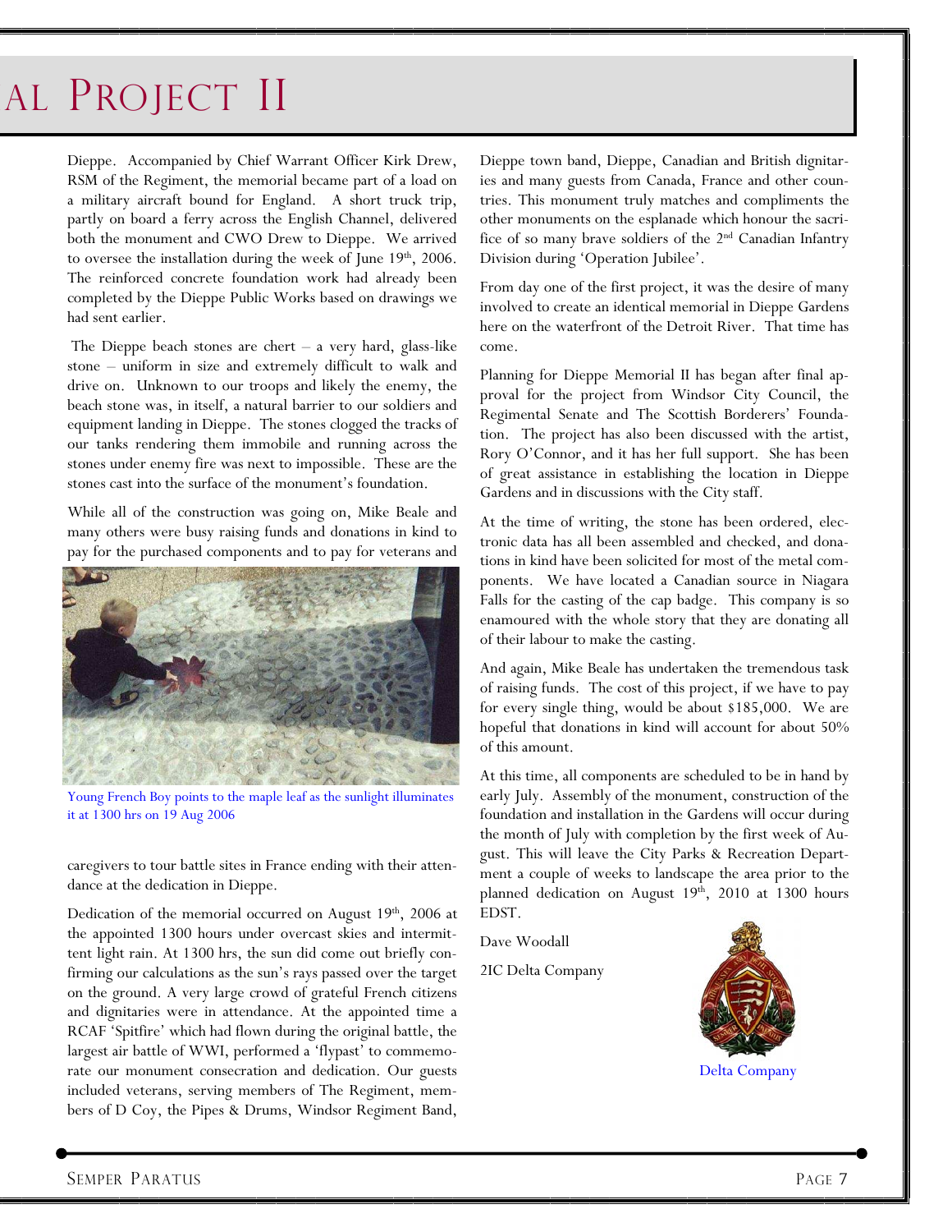# al Project II

Dieppe. Accompanied by Chief Warrant Officer Kirk Drew, RSM of the Regiment, the memorial became part of a load on a military aircraft bound for England. A short truck trip, partly on board a ferry across the English Channel, delivered both the monument and CWO Drew to Dieppe. We arrived to oversee the installation during the week of June 19th, 2006. The reinforced concrete foundation work had already been completed by the Dieppe Public Works based on drawings we had sent earlier.

The Dieppe beach stones are chert – a very hard, glass-like stone – uniform in size and extremely difficult to walk and drive on. Unknown to our troops and likely the enemy, the beach stone was, in itself, a natural barrier to our soldiers and equipment landing in Dieppe. The stones clogged the tracks of our tanks rendering them immobile and running across the stones under enemy fire was next to impossible. These are the stones cast into the surface of the monument's foundation.

While all of the construction was going on, Mike Beale and many others were busy raising funds and donations in kind to pay for the purchased components and to pay for veterans and caregivers to tour battle sites in France ending with their attendance at the dedication in Dieppe.

Young French Boy points to the maple leaf as the sunlight illuminates it at 1300 hrs on 19 Aug 2006

Dedication of the memorial occurred on August 19th, 2006 at the appointed 1300 hours under overcast skies and intermittent light rain. At 1300 hrs, the sun did come out briefly confirming our calculations as the sun's rays passed over the target on the ground. A very large crowd of grateful French citizens and dignitaries were in attendance. At the appointed time a RCAF 'Spitfire' which had flown during the original battle, the largest air battle of WWI, performed a 'flypast' to commemorate our monument consecration and dedication. Our guests included veterans, serving members of The Regiment, members of D Coy, the Pipes & Drums, Windsor Regiment Band, Dieppe town band, Dieppe, Canadian and British dignitaries and many guests from Canada, France and other countries. This monument truly matches and compliments the other monuments on the esplanade which honour the sacrifice of so many brave soldiers of the 2nd Canadian Infantry Division during 'Operation Jubilee'.

From day one of the first project, it was the desire of many involved to create an identical memorial in Dieppe Gardens here on the waterfront of the Detroit River. That time has come.

Planning for Dieppe Memorial II has began after final approval for the project from Windsor City Council, the Regimental Senate and The Scottish Borderers' Foundation. The project has also been discussed with the artist, Rory O'Connor, and it has her full support. She has been of great assistance in establishing the location in Dieppe Gardens and in discussions with the City staff.

At the time of writing, the stone has been ordered, electronic data has all been assembled and checked, and donations in kind have been solicited for most of the metal components. We have located a Canadian source in Niagara Falls for the casting of the cap badge. This company is so enamoured with the whole story that they are donating all of their labour to make the casting.

And again, Mike Beale has undertaken the tremendous task of raising funds. The cost of this project, if we have to pay for every single thing, would be about $185,000. We are hopeful that donations in kind will account for about 50% of this amount.

At this time, all components are scheduled to be in hand by early July. Assembly of the monument, construction of the foundation and installation in the Gardens will occur during the month of July with completion by the first week of August. This will leave the City Parks & Recreation Department a couple of weeks to landscape the area prior to the planned dedication on August 19th, 2010 at 1300 hours EDST.

Dave Woodall

2IC Delta Company

Delta Company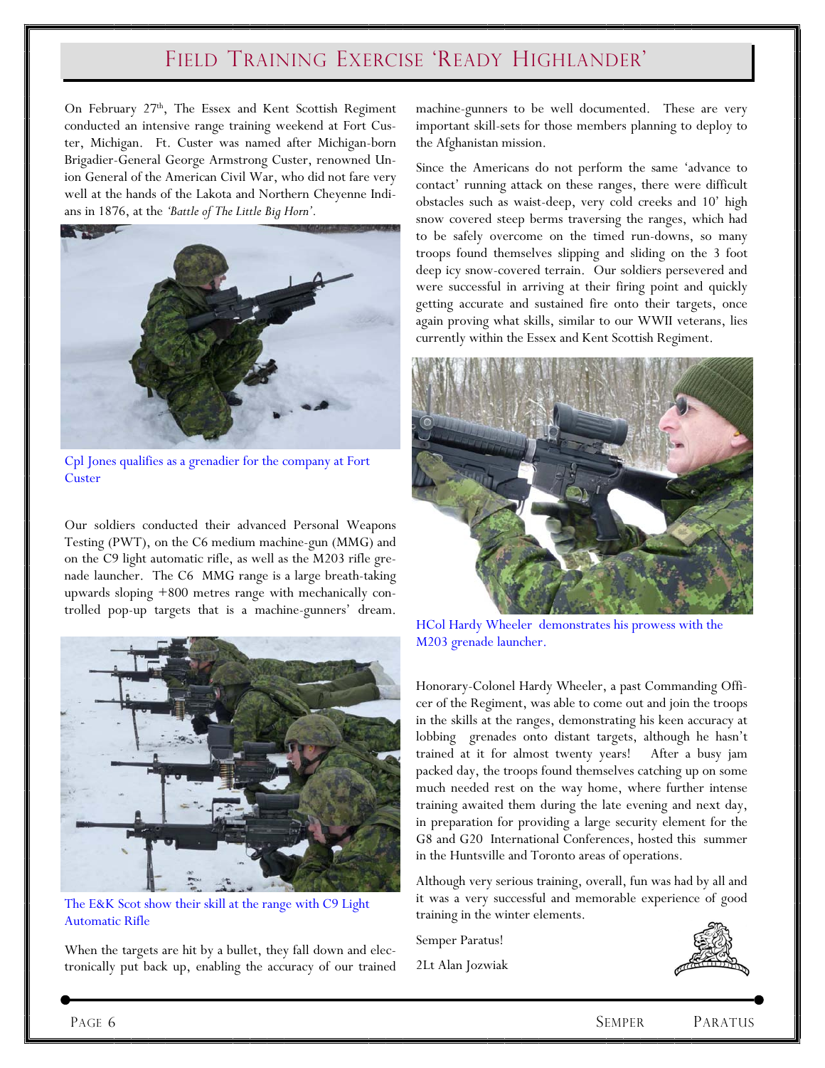# Field Training Exercise 'Ready Highlander'

On February 27th, The Essex and Kent Scottish Regiment conducted an intensive range training weekend at Fort Custer, Michigan. Ft. Custer was named after Michigan-born Brigadier-General George Armstrong Custer, renowned Union General of the American Civil War, who did not fare very well at the hands of the Lakota and Northern Cheyenne Indians in 1876, at the *'Battle of The Little Big Horn'*.

Cpl Jones qualifies as a grenadier for the company at Fort Custer

Our soldiers conducted their advanced Personal Weapons Testing (PWT), on the C6 medium machine-gun (MMG) and on the C9 light automatic rifle, as well as the M203 rifle grenade launcher. The C6 MMG range is a large breath-taking upwards sloping +800 metres range with mechanically controlled pop-up targets that is a machine-gunners' dream.

The E&K Scot show their skill at the range with C9 Light Automatic Rifle

When the targets are hit by a bullet, they fall down and electronically put back up, enabling the accuracy of our trained machine-gunners to be well documented. These are very important skill-sets for those members planning to deploy to the Afghanistan mission.

Since the Americans do not perform the same 'advance to contact' running attack on these ranges, there were difficult obstacles such as waist-deep, very cold creeks and 10' high snow covered steep berms traversing the ranges, which had to be safely overcome on the timed run-downs, so many troops found themselves slipping and sliding on the 3 foot deep icy snow-covered terrain. Our soldiers persevered and were successful in arriving at their firing point and quickly getting accurate and sustained fire onto their targets, once again proving what skills, similar to our WWII veterans, lies currently within the Essex and Kent Scottish Regiment.

HCol Hardy Wheeler demonstrates his prowess with the M203 grenade launcher.

Honorary-Colonel Hardy Wheeler, a past Commanding Officer of the Regiment, was able to come out and join the troops in the skills at the ranges, demonstrating his keen accuracy at lobbing grenades onto distant targets, although he hasn't trained at it for almost twenty years! After a busy jam packed day, the troops found themselves catching up on some much needed rest on the way home, where further intense training awaited them during the late evening and next day, in preparation for providing a large security element for the G8 and G20 International Conferences, hosted this summer in the Huntsville and Toronto areas of operations.

Although very serious training, overall, fun was had by all and it was a very successful and memorable experience of good training in the winter elements.

Semper Paratus!

2Lt Alan Jozwiak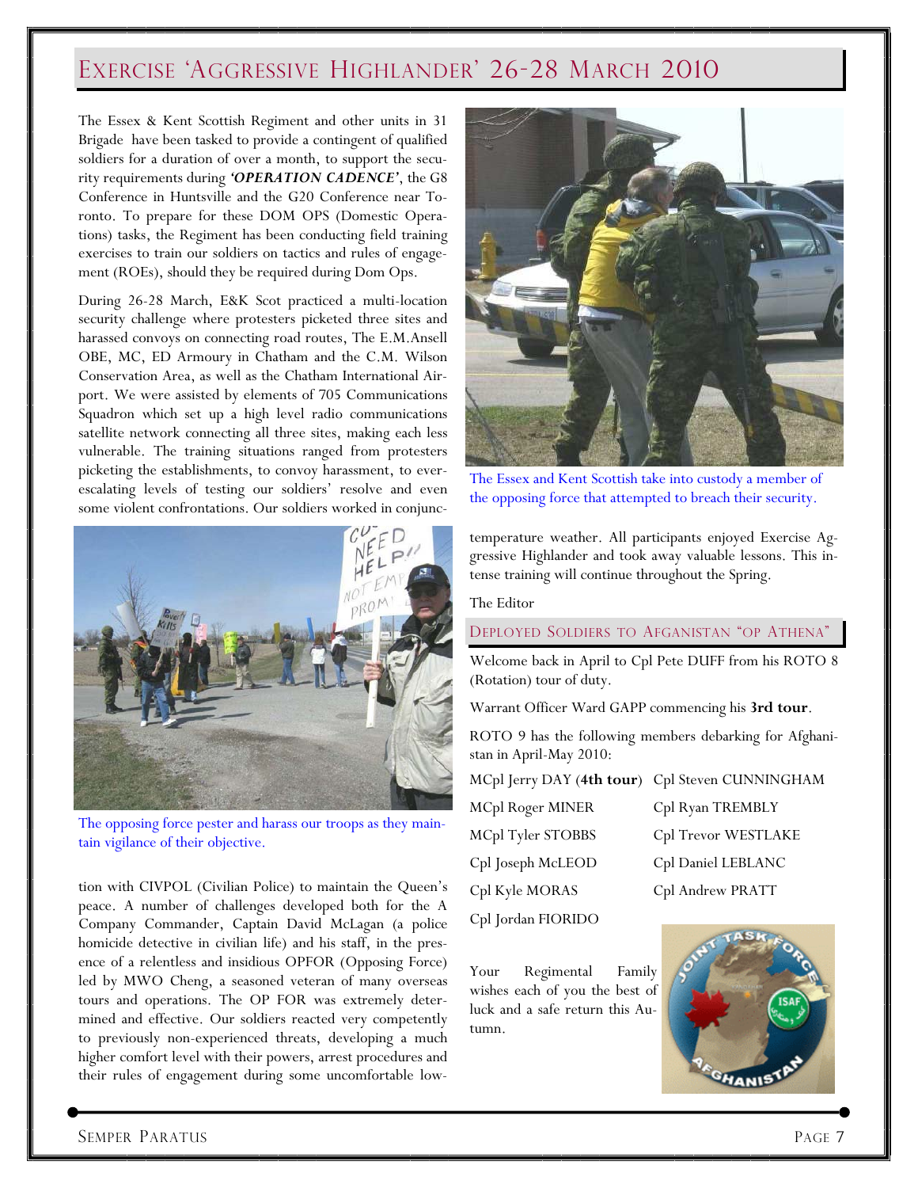# EXERCISE 'AGGRESSIVE HIGHLANDER' 26-28 MARCH 2010

The Essex & Kent Scottish Regiment and other units in 31 Brigade have been tasked to provide a contingent of qualified soldiers for a duration of over a month, to support the security requirements during ***'OPERATION CADENCE'***, the G8 Conference in Huntsville and the G20 Conference near Toronto. To prepare for these DOM OPS (Domestic Operations) tasks, the Regiment has been conducting field training exercises to train our soldiers on tactics and rules of engagement (ROEs), should they be required during Dom Ops.

During 26-28 March, E&K Scot practiced a multi-location security challenge where protesters picketed three sites and harassed convoys on connecting road routes, The E.M.Ansell OBE, MC, ED Armoury in Chatham and the C.M. Wilson Conservation Area, as well as the Chatham International Airport. We were assisted by elements of 705 Communications Squadron which set up a high level radio communications satellite network connecting all three sites, making each less vulnerable. The training situations ranged from protesters picketing the establishments, to convoy harassment, to ever-escalating levels of testing our soldiers' resolve and even some violent confrontations. Our soldiers worked in conjunction with CIVPOL (Civilian Police) to maintain the Queen's peace. A number of challenges developed both for the A Company Commander, Captain David McLagan (a police homicide detective in civilian life) and his staff, in the presence of a relentless and insidious OPFOR (Opposing Force) led by MWO Cheng, a seasoned veteran of many overseas tours and operations. The OP FOR was extremely determined and effective. Our soldiers reacted very competently to previously non-experienced threats, developing a much higher comfort level with their powers, arrest procedures and their rules of engagement during some uncomfortable low-temperature weather. All participants enjoyed Exercise Aggressive Highlander and took away valuable lessons. This intense training will continue throughout the Spring.

The opposing force pester and harass our troops as they maintain vigilance of their objective.

The Essex and Kent Scottish take into custody a member of the opposing force that attempted to breach their security.

The Editor

## DEPLOYED SOLDIERS TO AFGANISTAN "OP ATHENA"

Welcome back in April to Cpl Pete DUFF from his ROTO 8 (Rotation) tour of duty.

Warrant Officer Ward GAPP commencing his **3rd tour**.

ROTO 9 has the following members debarking for Afghanistan in April-May 2010:

- MCpl Jerry DAY (**4th tour**)
- MCpl Roger MINER
- MCpl Tyler STOBBS
- Cpl Joseph McLEOD
- Cpl Kyle MORAS
- Cpl Jordan FIORIDO
- Cpl Steven CUNNINGHAM
- Cpl Ryan TREMBLY
- Cpl Trevor WESTLAKE
- Cpl Daniel LEBLANC
- Cpl Andrew PRATT

Your Regimental Family wishes each of you the best of luck and a safe return this Autumn.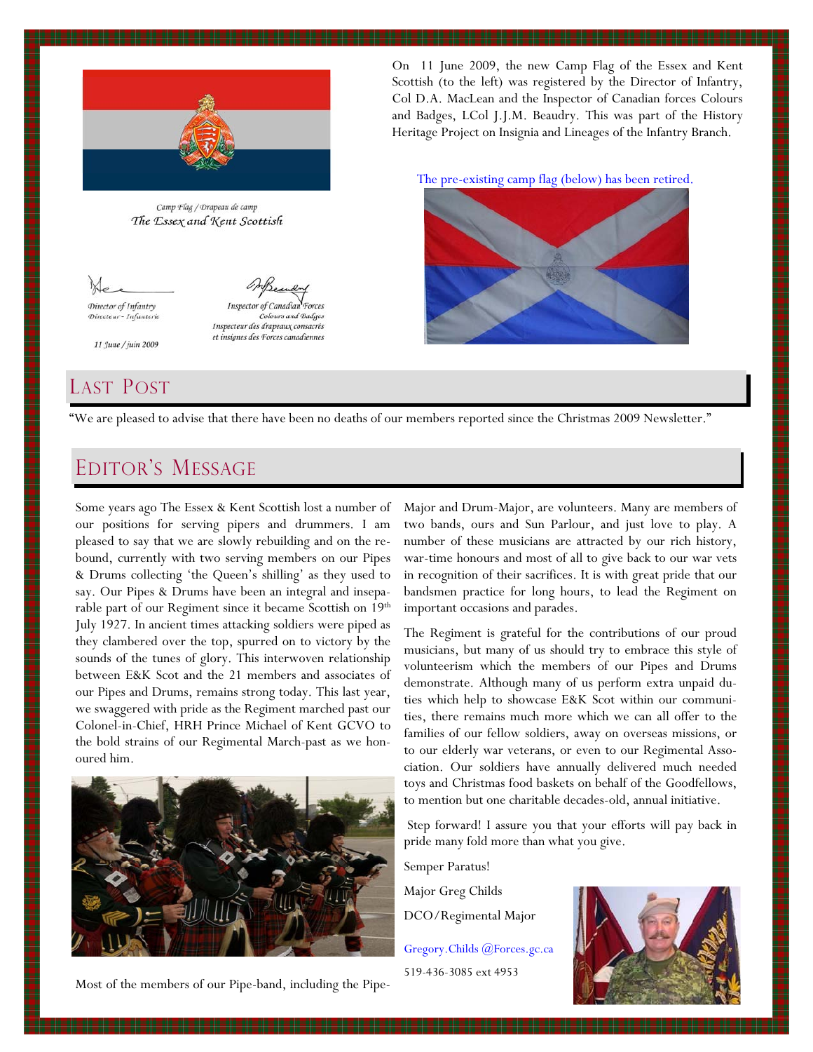Camp Flag / Drapeau de camp

*The Essex and Kent Scottish*

Director of Infantry
Directeur - Infanterie

Inspector of Canadian Forces Colours and Badges
Inspecteur des drapeaux consacrés et insignes des Forces canadiennes

11 June / juin 2009

On 11 June 2009, the new Camp Flag of the Essex and Kent Scottish (to the left) was registered by the Director of Infantry, Col D.A. MacLean and the Inspector of Canadian forces Colours and Badges, LCol J.J.M. Beaudry. This was part of the History Heritage Project on Insignia and Lineages of the Infantry Branch.

The pre-existing camp flag (below) has been retired.

## Last Post

"We are pleased to advise that there have been no deaths of our members reported since the Christmas 2009 Newsletter."

## Editor's Message

Some years ago The Essex & Kent Scottish lost a number of our positions for serving pipers and drummers. I am pleased to say that we are slowly rebuilding and on the rebound, currently with two serving members on our Pipes & Drums collecting 'the Queen's shilling' as they used to say. Our Pipes & Drums have been an integral and inseparable part of our Regiment since it became Scottish on 19th July 1927. In ancient times attacking soldiers were piped as they clambered over the top, spurred on to victory by the sounds of the tunes of glory. This interwoven relationship between E&K Scot and the 21 members and associates of our Pipes and Drums, remains strong today. This last year, we swaggered with pride as the Regiment marched past our Colonel-in-Chief, HRH Prince Michael of Kent GCVO to the bold strains of our Regimental March-past as we honoured him.

Most of the members of our Pipe-band, including the Pipe-Major and Drum-Major, are volunteers. Many are members of two bands, ours and Sun Parlour, and just love to play. A number of these musicians are attracted by our rich history, war-time honours and most of all to give back to our war vets in recognition of their sacrifices. It is with great pride that our bandsmen practice for long hours, to lead the Regiment on important occasions and parades.

The Regiment is grateful for the contributions of our proud musicians, but many of us should try to embrace this style of volunteerism which the members of our Pipes and Drums demonstrate. Although many of us perform extra unpaid duties which help to showcase E&K Scot within our communities, there remains much more which we can all offer to the families of our fellow soldiers, away on overseas missions, or to our elderly war veterans, or even to our Regimental Association. Our soldiers have annually delivered much needed toys and Christmas food baskets on behalf of the Goodfellows, to mention but one charitable decades-old, annual initiative.

Step forward! I assure you that your efforts will pay back in pride many fold more than what you give.

Semper Paratus!

Major Greg Childs

DCO/Regimental Major

Gregory.Childs @Forces.gc.ca

519-436-3085 ext 4953